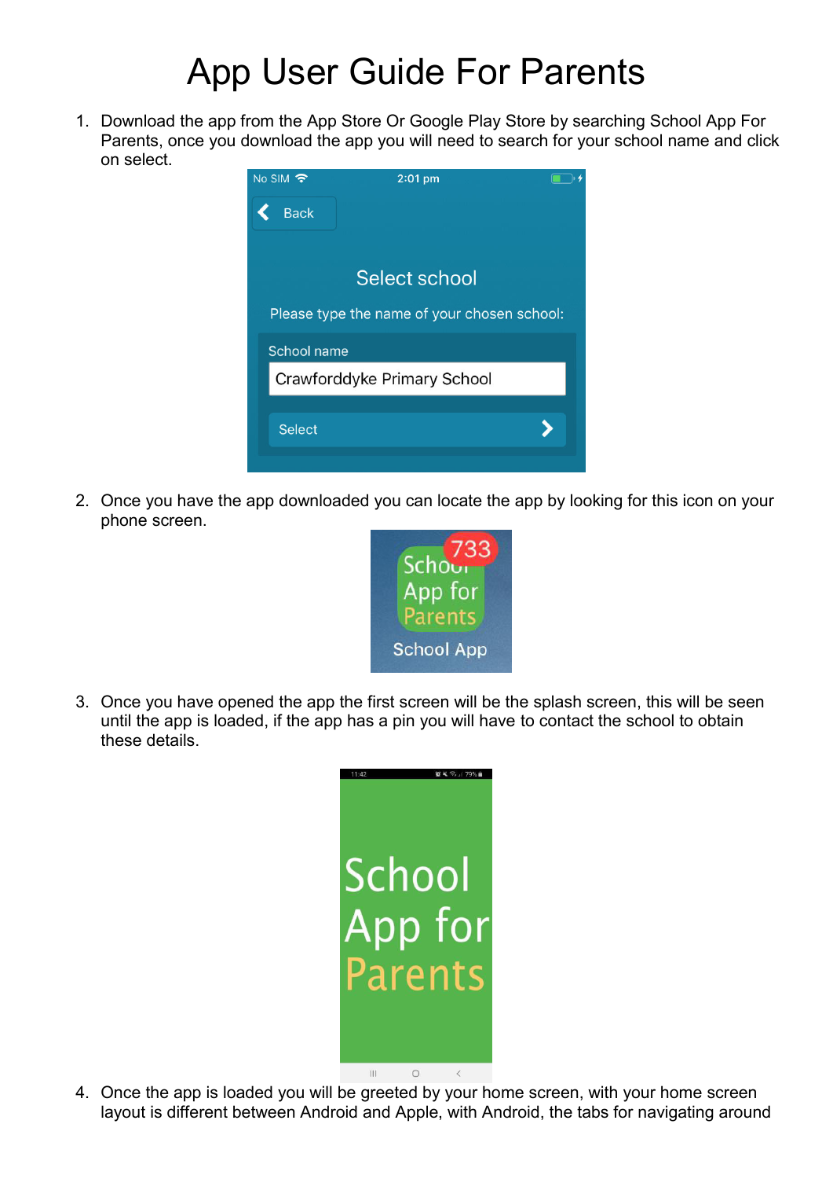# App User Guide For Parents

1. Download the app from the App Store Or Google Play Store by searching School App For Parents, once you download the app you will need to search for your school name and click on select.

2. Once you have the app downloaded you can locate the app by looking for this icon on your phone screen.

3. Once you have opened the app the first screen will be the splash screen, this will be seen until the app is loaded, if the app has a pin you will have to contact the school to obtain these details.

4. Once the app is loaded you will be greeted by your home screen, with your home screen layout is different between Android and Apple, with Android, the tabs for navigating around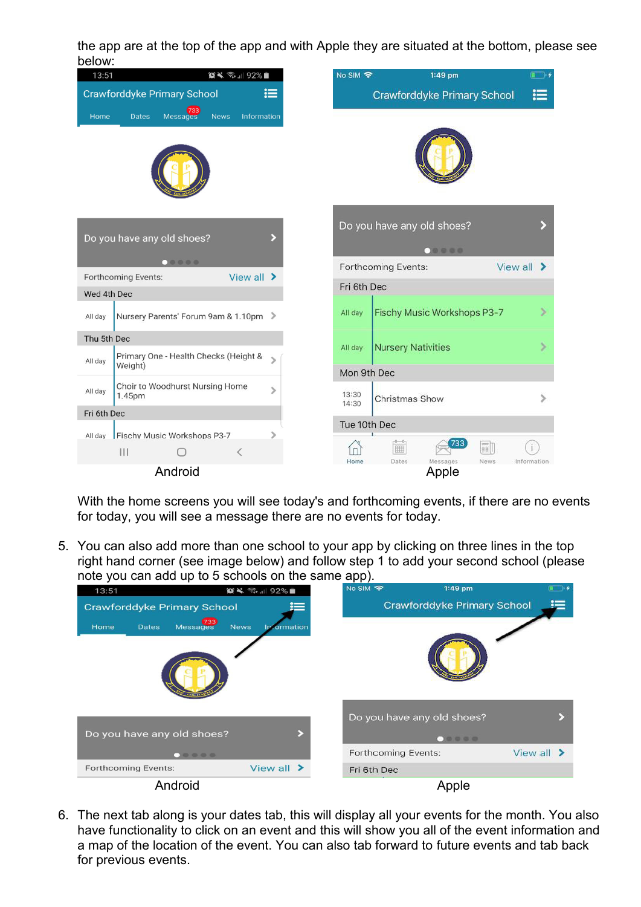the app are at the top of the app and with Apple they are situated at the bottom, please see below:

Android

Apple

With the home screens you will see today's and forthcoming events, if there are no events for today, you will see a message there are no events for today.

5. You can also add more than one school to your app by clicking on three lines in the top right hand corner (see image below) and follow step 1 to add your second school (please note you can add up to 5 schools on the same app).

Android

Apple

6. The next tab along is your dates tab, this will display all your events for the month. You also have functionality to click on an event and this will show you all of the event information and a map of the location of the event. You can also tab forward to future events and tab back for previous events.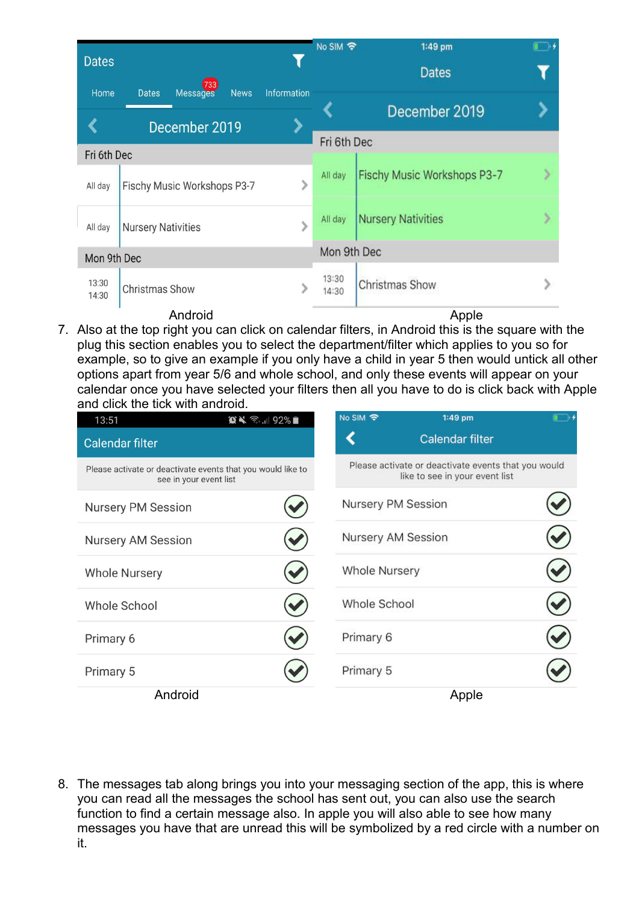Android

Apple

7. Also at the top right you can click on calendar filters, in Android this is the square with the plug this section enables you to select the department/filter which applies to you so for example, so to give an example if you only have a child in year 5 then would untick all other options apart from year 5/6 and whole school, and only these events will appear on your calendar once you have selected your filters then all you have to do is click back with Apple and click the tick with android.

Android

Apple

8. The messages tab along brings you into your messaging section of the app, this is where you can read all the messages the school has sent out, you can also use the search function to find a certain message also. In apple you will also able to see how many messages you have that are unread this will be symbolized by a red circle with a number on it.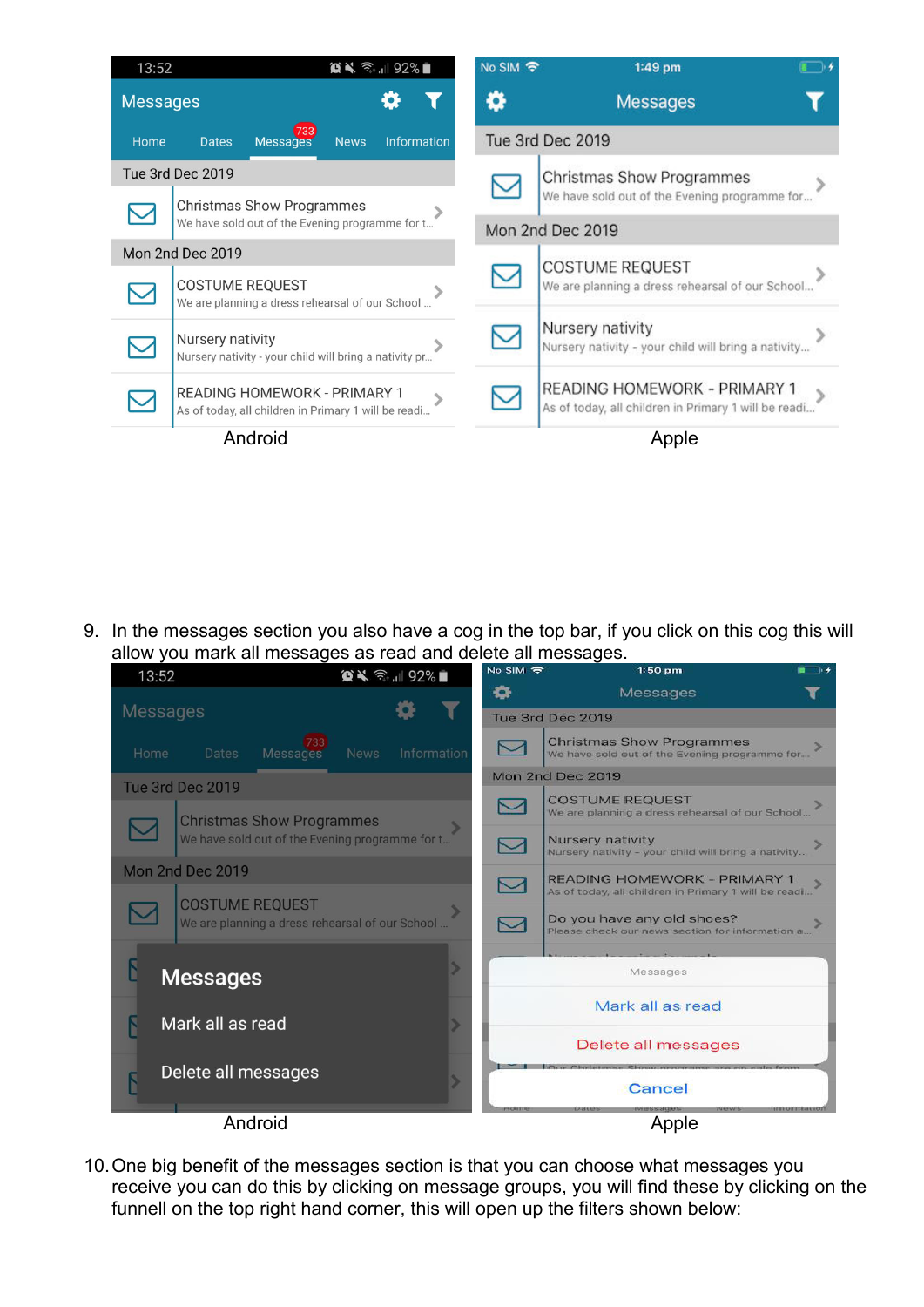Android

Apple

9. In the messages section you also have a cog in the top bar, if you click on this cog this will allow you mark all messages as read and delete all messages.

Android

Apple

10. One big benefit of the messages section is that you can choose what messages you receive you can do this by clicking on message groups, you will find these by clicking on the funnell on the top right hand corner, this will open up the filters shown below: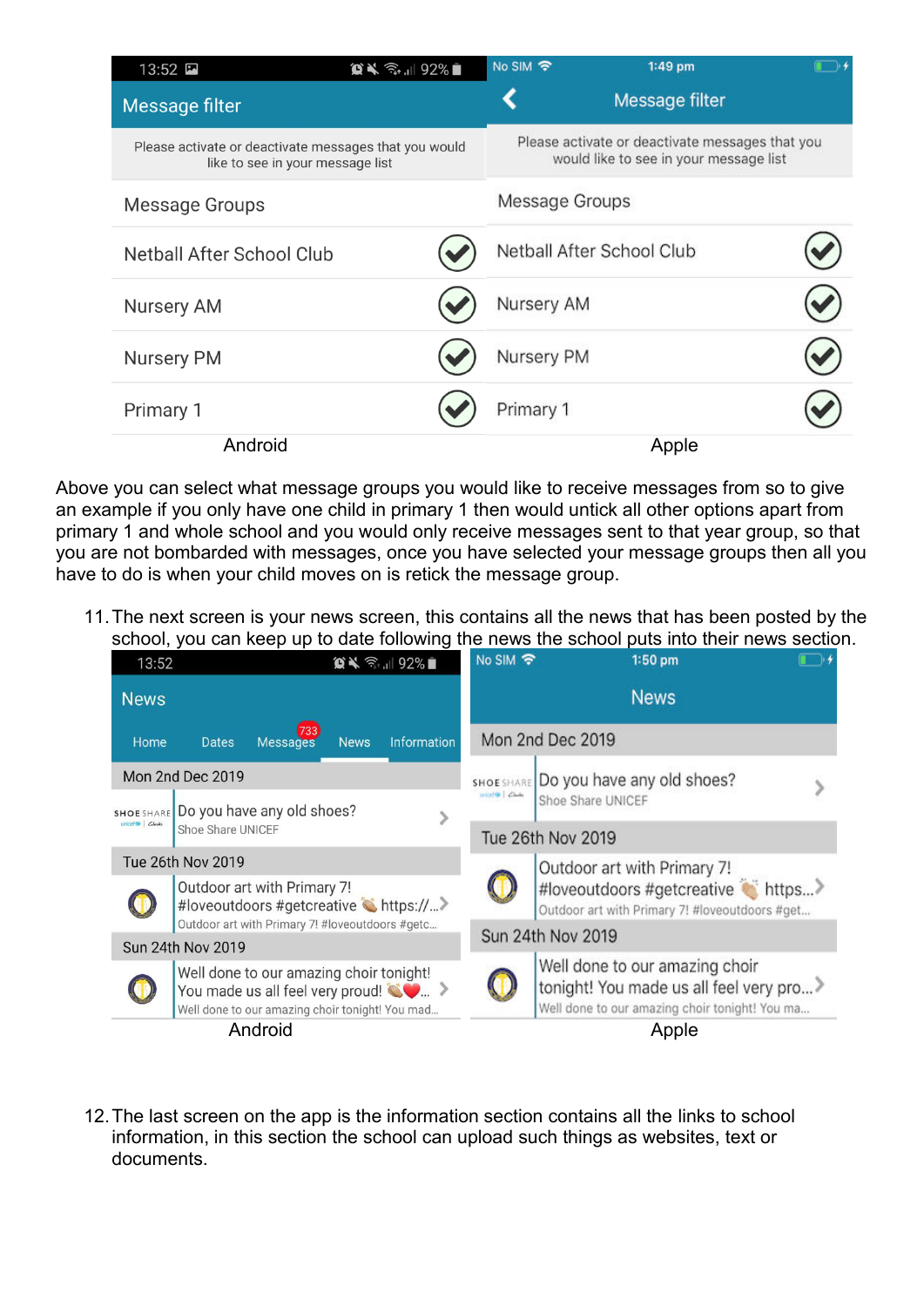Android

Apple

Above you can select what message groups you would like to receive messages from so to give an example if you only have one child in primary 1 then would untick all other options apart from primary 1 and whole school and you would only receive messages sent to that year group, so that you are not bombarded with messages, once you have selected your message groups then all you have to do is when your child moves on is retick the message group.

11. The next screen is your news screen, this contains all the news that has been posted by the school, you can keep up to date following the news the school puts into their news section.

Android

Apple

12. The last screen on the app is the information section contains all the links to school information, in this section the school can upload such things as websites, text or documents.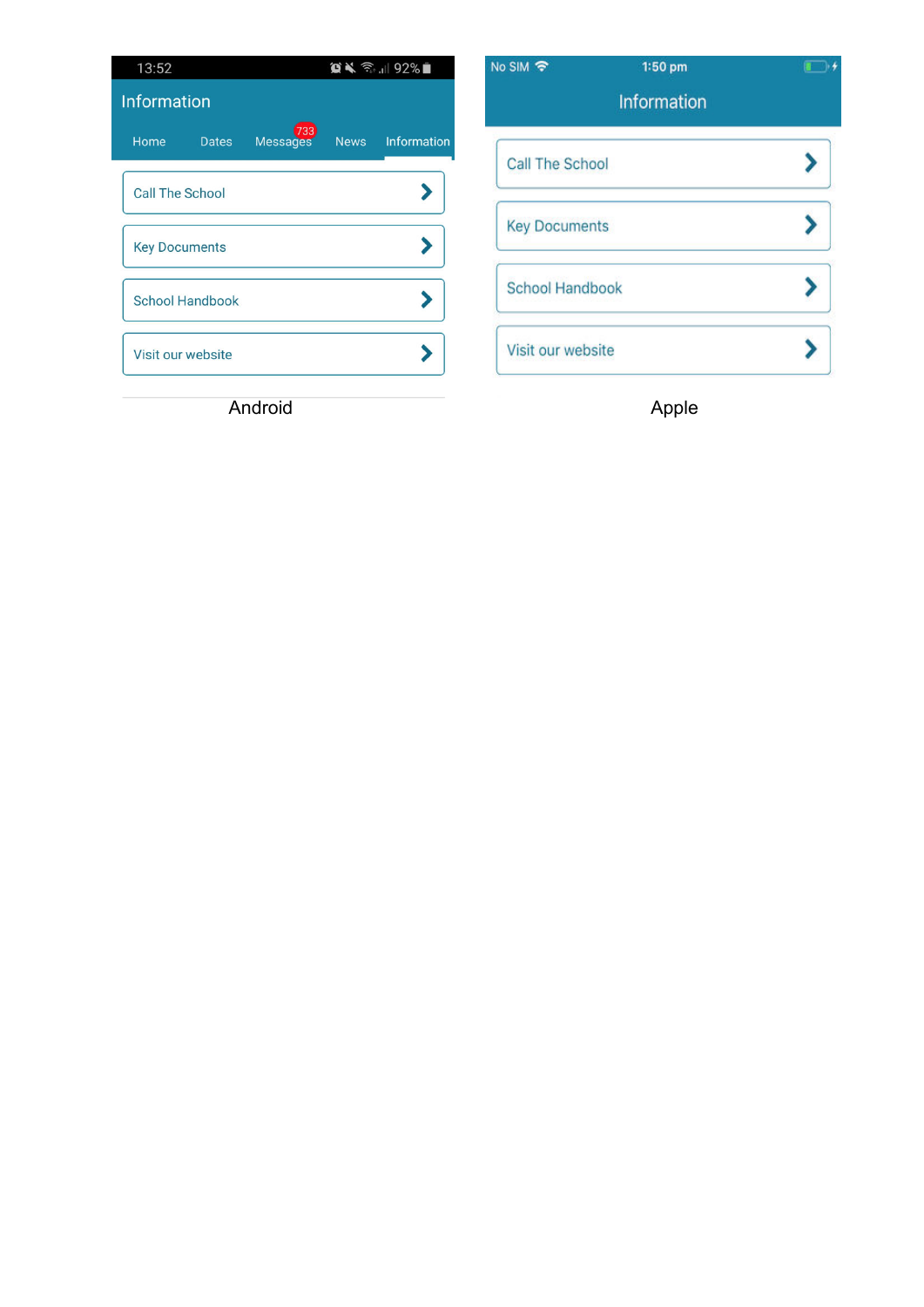13:52 92%

Information

Home Dates Messages 733 News Information

Call The School

Key Documents

School Handbook

Visit our website

Android

No SIM 1:50 pm

Information

Call The School

Key Documents

School Handbook

Visit our website

Apple